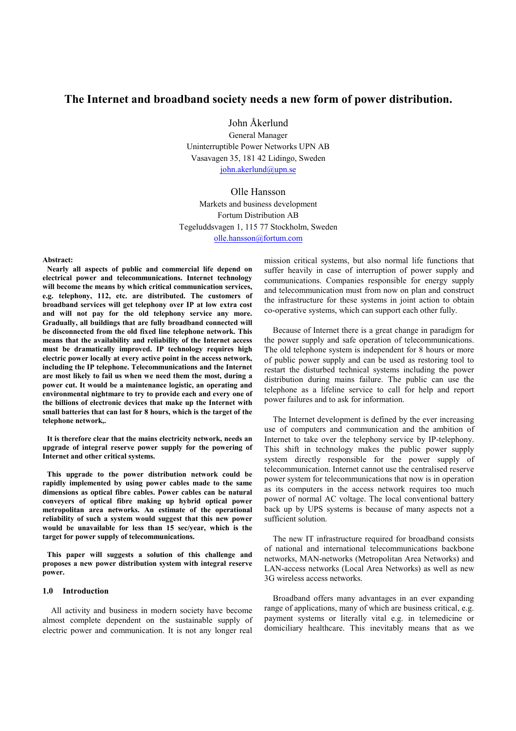# The Internet and broadband society needs a new form of power distribution.

John Åkerlund
General Manager
Uninterruptible Power Networks UPN AB
Vasavagen 35, 181 42 Lidingo, Sweden
john.akerlund@upn.se

Olle Hansson
Markets and business development
Fortum Distribution AB
Tegeluddsvagen 1, 115 77 Stockholm, Sweden
olle.hansson@fortum.com

**Abstract:**

**Nearly all aspects of public and commercial life depend on electrical power and telecommunications. Internet technology will become the means by which critical communication services, e.g. telephony, 112, etc. are distributed. The customers of broadband services will get telephony over IP at low extra cost and will not pay for the old telephony service any more. Gradually, all buildings that are fully broadband connected will be disconnected from the old fixed line telephone network. This means that the availability and reliability of the Internet access must be dramatically improved. IP technology requires high electric power locally at every active point in the access network, including the IP telephone. Telecommunications and the Internet are most likely to fail us when we need them the most, during a power cut. It would be a maintenance logistic, an operating and environmental nightmare to try to provide each and every one of the billions of electronic devices that make up the Internet with small batteries that can last for 8 hours, which is the target of the telephone network,.**

**It is therefore clear that the mains electricity network, needs an upgrade of integral reserve power supply for the powering of Internet and other critical systems.**

**This upgrade to the power distribution network could be rapidly implemented by using power cables made to the same dimensions as optical fibre cables. Power cables can be natural conveyers of optical fibre making up hybrid optical power metropolitan area networks. An estimate of the operational reliability of such a system would suggest that this new power would be unavailable for less than 15 sec/year, which is the target for power supply of telecommunications.**

**This paper will suggests a solution of this challenge and proposes a new power distribution system with integral reserve power.**

## 1.0 Introduction

All activity and business in modern society have become almost complete dependent on the sustainable supply of electric power and communication. It is not any longer real mission critical systems, but also normal life functions that suffer heavily in case of interruption of power supply and communications. Companies responsible for energy supply and telecommunication must from now on plan and construct the infrastructure for these systems in joint action to obtain co-operative systems, which can support each other fully.

Because of Internet there is a great change in paradigm for the power supply and safe operation of telecommunications. The old telephone system is independent for 8 hours or more of public power supply and can be used as restoring tool to restart the disturbed technical systems including the power distribution during mains failure. The public can use the telephone as a lifeline service to call for help and report power failures and to ask for information.

The Internet development is defined by the ever increasing use of computers and communication and the ambition of Internet to take over the telephony service by IP-telephony. This shift in technology makes the public power supply system directly responsible for the power supply of telecommunication. Internet cannot use the centralised reserve power system for telecommunications that now is in operation as its computers in the access network requires too much power of normal AC voltage. The local conventional battery back up by UPS systems is because of many aspects not a sufficient solution.

The new IT infrastructure required for broadband consists of national and international telecommunications backbone networks, MAN-networks (Metropolitan Area Networks) and LAN-access networks (Local Area Networks) as well as new 3G wireless access networks.

Broadband offers many advantages in an ever expanding range of applications, many of which are business critical, e.g. payment systems or literally vital e.g. in telemedicine or domiciliary healthcare. This inevitably means that as we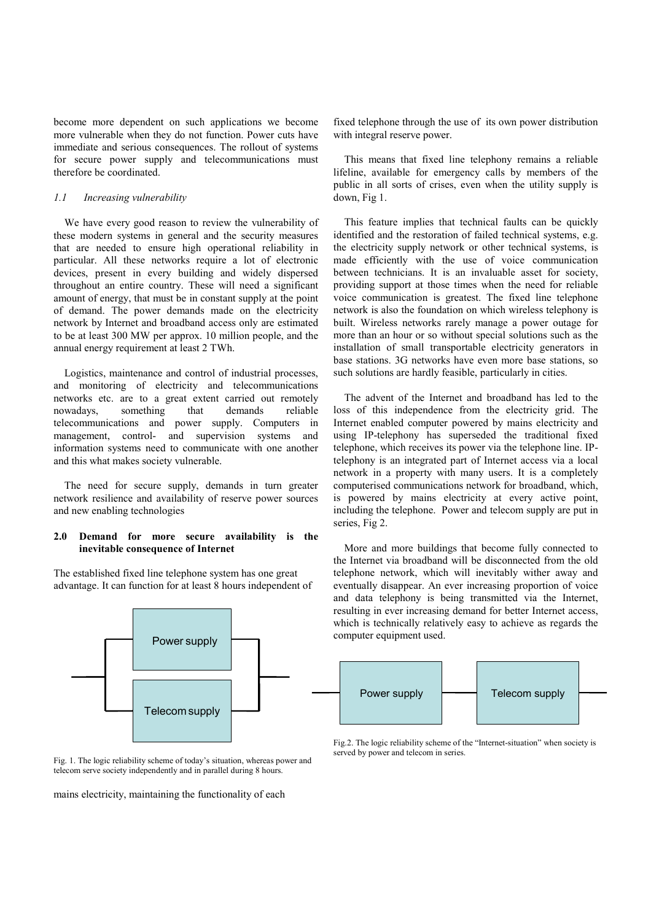become more dependent on such applications we become more vulnerable when they do not function. Power cuts have immediate and serious consequences. The rollout of systems for secure power supply and telecommunications must therefore be coordinated.

### *1.1 Increasing vulnerability*

We have every good reason to review the vulnerability of these modern systems in general and the security measures that are needed to ensure high operational reliability in particular. All these networks require a lot of electronic devices, present in every building and widely dispersed throughout an entire country. These will need a significant amount of energy, that must be in constant supply at the point of demand. The power demands made on the electricity network by Internet and broadband access only are estimated to be at least 300 MW per approx. 10 million people, and the annual energy requirement at least 2 TWh.

Logistics, maintenance and control of industrial processes, and monitoring of electricity and telecommunications networks etc. are to a great extent carried out remotely nowadays, something that demands reliable telecommunications and power supply. Computers in management, control- and supervision systems and information systems need to communicate with one another and this what makes society vulnerable.

The need for secure supply, demands in turn greater network resilience and availability of reserve power sources and new enabling technologies

## 2.0 Demand for more secure availability is the inevitable consequence of Internet

The established fixed line telephone system has one great advantage. It can function for at least 8 hours independent of mains electricity, maintaining the functionality of each fixed telephone through the use of its own power distribution with integral reserve power.

Fig. 1. The logic reliability scheme of today's situation, whereas power and telecom serve society independently and in parallel during 8 hours.

This means that fixed line telephony remains a reliable lifeline, available for emergency calls by members of the public in all sorts of crises, even when the utility supply is down, Fig 1.

This feature implies that technical faults can be quickly identified and the restoration of failed technical systems, e.g. the electricity supply network or other technical systems, is made efficiently with the use of voice communication between technicians. It is an invaluable asset for society, providing support at those times when the need for reliable voice communication is greatest. The fixed line telephone network is also the foundation on which wireless telephony is built. Wireless networks rarely manage a power outage for more than an hour or so without special solutions such as the installation of small transportable electricity generators in base stations. 3G networks have even more base stations, so such solutions are hardly feasible, particularly in cities.

The advent of the Internet and broadband has led to the loss of this independence from the electricity grid. The Internet enabled computer powered by mains electricity and using IP-telephony has superseded the traditional fixed telephone, which receives its power via the telephone line. IP-telephony is an integrated part of Internet access via a local network in a property with many users. It is a completely computerised communications network for broadband, which, is powered by mains electricity at every active point, including the telephone. Power and telecom supply are put in series, Fig 2.

More and more buildings that become fully connected to the Internet via broadband will be disconnected from the old telephone network, which will inevitably wither away and eventually disappear. An ever increasing proportion of voice and data telephony is being transmitted via the Internet, resulting in ever increasing demand for better Internet access, which is technically relatively easy to achieve as regards the computer equipment used.

Fig.2. The logic reliability scheme of the "Internet-situation" when society is served by power and telecom in series.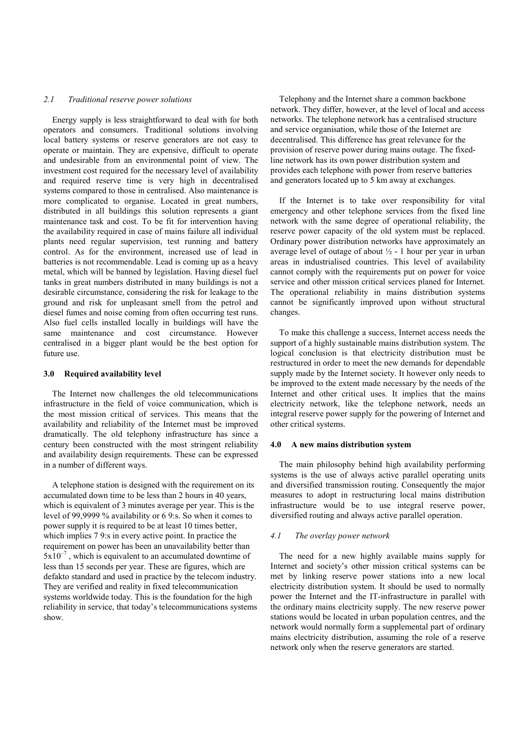### *2.1 Traditional reserve power solutions*

Energy supply is less straightforward to deal with for both operators and consumers. Traditional solutions involving local battery systems or reserve generators are not easy to operate or maintain. They are expensive, difficult to operate and undesirable from an environmental point of view. The investment cost required for the necessary level of availability and required reserve time is very high in decentralised systems compared to those in centralised. Also maintenance is more complicated to organise. Located in great numbers, distributed in all buildings this solution represents a giant maintenance task and cost. To be fit for intervention having the availability required in case of mains failure all individual plants need regular supervision, test running and battery control. As for the environment, increased use of lead in batteries is not recommendable. Lead is coming up as a heavy metal, which will be banned by legislation. Having diesel fuel tanks in great numbers distributed in many buildings is not a desirable circumstance, considering the risk for leakage to the ground and risk for unpleasant smell from the petrol and diesel fumes and noise coming from often occurring test runs. Also fuel cells installed locally in buildings will have the same maintenance and cost circumstance. However centralised in a bigger plant would be the best option for future use.

## 3.0 Required availability level

The Internet now challenges the old telecommunications infrastructure in the field of voice communication, which is the most mission critical of services. This means that the availability and reliability of the Internet must be improved dramatically. The old telephony infrastructure has since a century been constructed with the most stringent reliability and availability design requirements. These can be expressed in a number of different ways.

A telephone station is designed with the requirement on its accumulated down time to be less than 2 hours in 40 years, which is equivalent of 3 minutes average per year. This is the level of 99,9999 % availability or 6 9:s. So when it comes to power supply it is required to be at least 10 times better, which implies 7 9:s in every active point. In practice the requirement on power has been an unavailability better than $5x10^{-7}$ , which is equivalent to an accumulated downtime of less than 15 seconds per year. These are figures, which are defakto standard and used in practice by the telecom industry. They are verified and reality in fixed telecommunication systems worldwide today. This is the foundation for the high reliability in service, that today's telecommunications systems show.

Telephony and the Internet share a common backbone network. They differ, however, at the level of local and access networks. The telephone network has a centralised structure and service organisation, while those of the Internet are decentralised. This difference has great relevance for the provision of reserve power during mains outage. The fixed-line network has its own power distribution system and provides each telephone with power from reserve batteries and generators located up to 5 km away at exchanges.

If the Internet is to take over responsibility for vital emergency and other telephone services from the fixed line network with the same degree of operational reliability, the reserve power capacity of the old system must be replaced. Ordinary power distribution networks have approximately an average level of outage of about ½ - 1 hour per year in urban areas in industrialised countries. This level of availability cannot comply with the requirements put on power for voice service and other mission critical services planed for Internet. The operational reliability in mains distribution systems cannot be significantly improved upon without structural changes.

To make this challenge a success, Internet access needs the support of a highly sustainable mains distribution system. The logical conclusion is that electricity distribution must be restructured in order to meet the new demands for dependable supply made by the Internet society. It however only needs to be improved to the extent made necessary by the needs of the Internet and other critical uses. It implies that the mains electricity network, like the telephone network, needs an integral reserve power supply for the powering of Internet and other critical systems.

## 4.0 A new mains distribution system

The main philosophy behind high availability performing systems is the use of always active parallel operating units and diversified transmission routing. Consequently the major measures to adopt in restructuring local mains distribution infrastructure would be to use integral reserve power, diversified routing and always active parallel operation.

### *4.1 The overlay power network*

The need for a new highly available mains supply for Internet and society's other mission critical systems can be met by linking reserve power stations into a new local electricity distribution system. It should be used to normally power the Internet and the IT-infrastructure in parallel with the ordinary mains electricity supply. The new reserve power stations would be located in urban population centres, and the network would normally form a supplemental part of ordinary mains electricity distribution, assuming the role of a reserve network only when the reserve generators are started.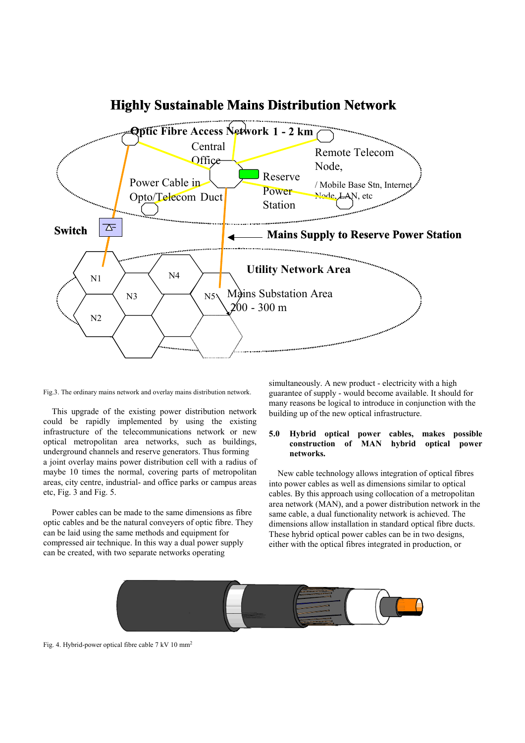Fig.3. The ordinary mains network and overlay mains distribution network.

This upgrade of the existing power distribution network could be rapidly implemented by using the existing infrastructure of the telecommunications network or new optical metropolitan area networks, such as buildings, underground channels and reserve generators. Thus forming a joint overlay mains power distribution cell with a radius of maybe 10 times the normal, covering parts of metropolitan areas, city centre, industrial- and office parks or campus areas etc, Fig. 3 and Fig. 5.

Power cables can be made to the same dimensions as fibre optic cables and be the natural conveyers of optic fibre. They can be laid using the same methods and equipment for compressed air technique. In this way a dual power supply can be created, with two separate networks operating simultaneously. A new product - electricity with a high guarantee of supply - would become available. It should for many reasons be logical to introduce in conjunction with the building up of the new optical infrastructure.

## 5.0 Hybrid optical power cables, makes possible construction of MAN hybrid optical power networks.

New cable technology allows integration of optical fibres into power cables as well as dimensions similar to optical cables. By this approach using collocation of a metropolitan area network (MAN), and a power distribution network in the same cable, a dual functionality network is achieved. The dimensions allow installation in standard optical fibre ducts. These hybrid optical power cables can be in two designs, either with the optical fibres integrated in production, or

Fig. 4. Hybrid-power optical fibre cable 7 kV 10 mm[2]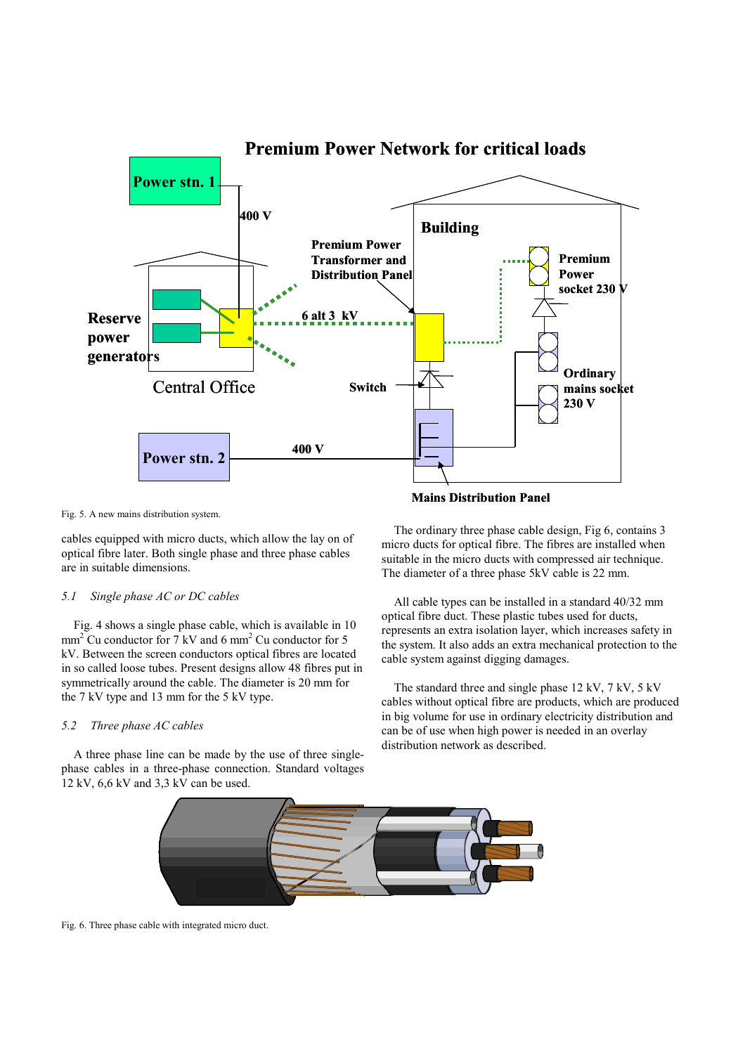Fig. 5. A new mains distribution system.

cables equipped with micro ducts, which allow the lay on of optical fibre later. Both single phase and three phase cables are in suitable dimensions.

### *5.1 Single phase AC or DC cables*

Fig. 4 shows a single phase cable, which is available in 10 $mm^2$ Cu conductor for 7 kV and 6 $mm^2$ Cu conductor for 5 kV. Between the screen conductors optical fibres are located in so called loose tubes. Present designs allow 48 fibres put in symmetrically around the cable. The diameter is 20 mm for the 7 kV type and 13 mm for the 5 kV type.

### *5.2 Three phase AC cables*

A three phase line can be made by the use of three single-phase cables in a three-phase connection. Standard voltages 12 kV, 6,6 kV and 3,3 kV can be used.

The ordinary three phase cable design, Fig 6, contains 3 micro ducts for optical fibre. The fibres are installed when suitable in the micro ducts with compressed air technique. The diameter of a three phase 5kV cable is 22 mm.

All cable types can be installed in a standard 40/32 mm optical fibre duct. These plastic tubes used for ducts, represents an extra isolation layer, which increases safety in the system. It also adds an extra mechanical protection to the cable system against digging damages.

The standard three and single phase 12 kV, 7 kV, 5 kV cables without optical fibre are products, which are produced in big volume for use in ordinary electricity distribution and can be of use when high power is needed in an overlay distribution network as described.

Fig. 6. Three phase cable with integrated micro duct.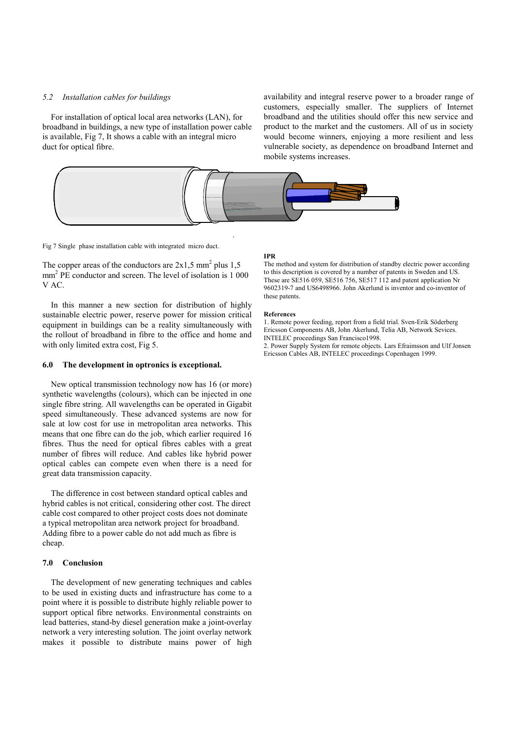### 5.2 *Installation cables for buildings*

For installation of optical local area networks (LAN), for broadband in buildings, a new type of installation power cable is available, Fig 7, It shows a cable with an integral micro duct for optical fibre.

Fig 7 Single phase installation cable with integrated micro duct.

The copper areas of the conductors are 2x1,5 $mm^2$ plus 1,5 $mm^2$ PE conductor and screen. The level of isolation is 1 000 V AC.

In this manner a new section for distribution of highly sustainable electric power, reserve power for mission critical equipment in buildings can be a reality simultaneously with the rollout of broadband in fibre to the office and home and with only limited extra cost, Fig 5.

## 6.0 The development in optronics is exceptional.

New optical transmission technology now has 16 (or more) synthetic wavelengths (colours), which can be injected in one single fibre string. All wavelengths can be operated in Gigabit speed simultaneously. These advanced systems are now for sale at low cost for use in metropolitan area networks. This means that one fibre can do the job, which earlier required 16 fibres. Thus the need for optical fibres cables with a great number of fibres will reduce. And cables like hybrid power optical cables can compete even when there is a need for great data transmission capacity.

The difference in cost between standard optical cables and hybrid cables is not critical, considering other cost. The direct cable cost compared to other project costs does not dominate a typical metropolitan area network project for broadband. Adding fibre to a power cable do not add much as fibre is cheap.

## 7.0 Conclusion

The development of new generating techniques and cables to be used in existing ducts and infrastructure has come to a point where it is possible to distribute highly reliable power to support optical fibre networks. Environmental constraints on lead batteries, stand-by diesel generation make a joint-overlay network a very interesting solution. The joint overlay network makes it possible to distribute mains power of high availability and integral reserve power to a broader range of customers, especially smaller. The suppliers of Internet broadband and the utilities should offer this new service and product to the market and the customers. All of us in society would become winners, enjoying a more resilient and less vulnerable society, as dependence on broadband Internet and mobile systems increases.

**IPR**

The method and system for distribution of standby electric power according to this description is covered by a number of patents in Sweden and US. These are SE516 059, SE516 756, SE517 112 and patent application Nr 9602319-7 and US6498966. John Akerlund is inventor and co-inventor of these patents.

**References**

1. Remote power feeding, report from a field trial. Sven-Erik Söderberg Ericsson Components AB, John Akerlund, Telia AB, Network Sevices. INTELEC proceedings San Francisco1998.
2. Power Supply System for remote objects. Lars Efraimsson and Ulf Jonsen Ericsson Cables AB, INTELEC proceedings Copenhagen 1999.